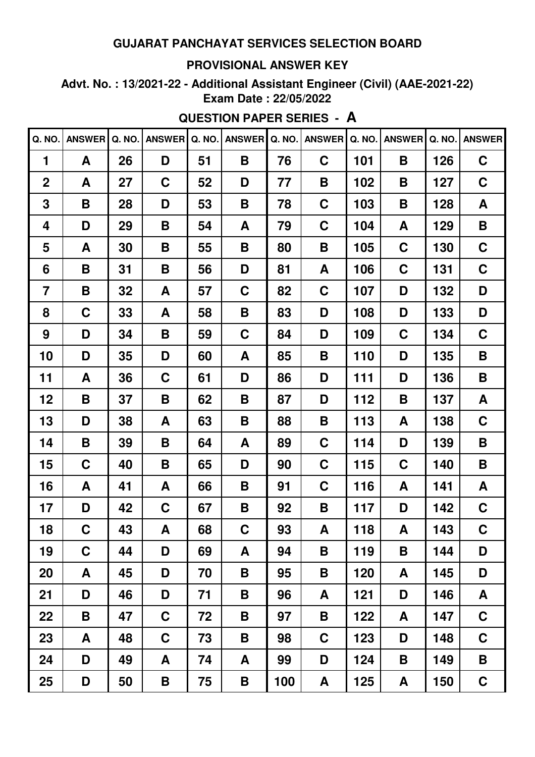# GUJARAT PANCHAYAT SERVICES SELECTION BOARD

## PROVISIONAL ANSWER KEY

**Advt. No. : 13/2021-22 - Additional Assistant Engineer (Civil) (AAE-2021-22)**
**Exam Date : 22/05/2022**

### QUESTION PAPER SERIES - A

| Q. NO. | ANSWER | Q. NO. | ANSWER | Q. NO. | ANSWER | Q. NO. | ANSWER | Q. NO. | ANSWER | Q. NO. | ANSWER |
|---|---|---|---|---|---|---|---|---|---|---|---|
| 1 | A | 26 | D | 51 | B | 76 | C | 101 | B | 126 | C |
| 2 | A | 27 | C | 52 | D | 77 | B | 102 | B | 127 | C |
| 3 | B | 28 | D | 53 | B | 78 | C | 103 | B | 128 | A |
| 4 | D | 29 | B | 54 | A | 79 | C | 104 | A | 129 | B |
| 5 | A | 30 | B | 55 | B | 80 | B | 105 | C | 130 | C |
| 6 | B | 31 | B | 56 | D | 81 | A | 106 | C | 131 | C |
| 7 | B | 32 | A | 57 | C | 82 | C | 107 | D | 132 | D |
| 8 | C | 33 | A | 58 | B | 83 | D | 108 | D | 133 | D |
| 9 | D | 34 | B | 59 | C | 84 | D | 109 | C | 134 | C |
| 10 | D | 35 | D | 60 | A | 85 | B | 110 | D | 135 | B |
| 11 | A | 36 | C | 61 | D | 86 | D | 111 | D | 136 | B |
| 12 | B | 37 | B | 62 | B | 87 | D | 112 | B | 137 | A |
| 13 | D | 38 | A | 63 | B | 88 | B | 113 | A | 138 | C |
| 14 | B | 39 | B | 64 | A | 89 | C | 114 | D | 139 | B |
| 15 | C | 40 | B | 65 | D | 90 | C | 115 | C | 140 | B |
| 16 | A | 41 | A | 66 | B | 91 | C | 116 | A | 141 | A |
| 17 | D | 42 | C | 67 | B | 92 | B | 117 | D | 142 | C |
| 18 | C | 43 | A | 68 | C | 93 | A | 118 | A | 143 | C |
| 19 | C | 44 | D | 69 | A | 94 | B | 119 | B | 144 | D |
| 20 | A | 45 | D | 70 | B | 95 | B | 120 | A | 145 | D |
| 21 | D | 46 | D | 71 | B | 96 | A | 121 | D | 146 | A |
| 22 | B | 47 | C | 72 | B | 97 | B | 122 | A | 147 | C |
| 23 | A | 48 | C | 73 | B | 98 | C | 123 | D | 148 | C |
| 24 | D | 49 | A | 74 | A | 99 | D | 124 | B | 149 | B |
| 25 | D | 50 | B | 75 | B | 100 | A | 125 | A | 150 | C |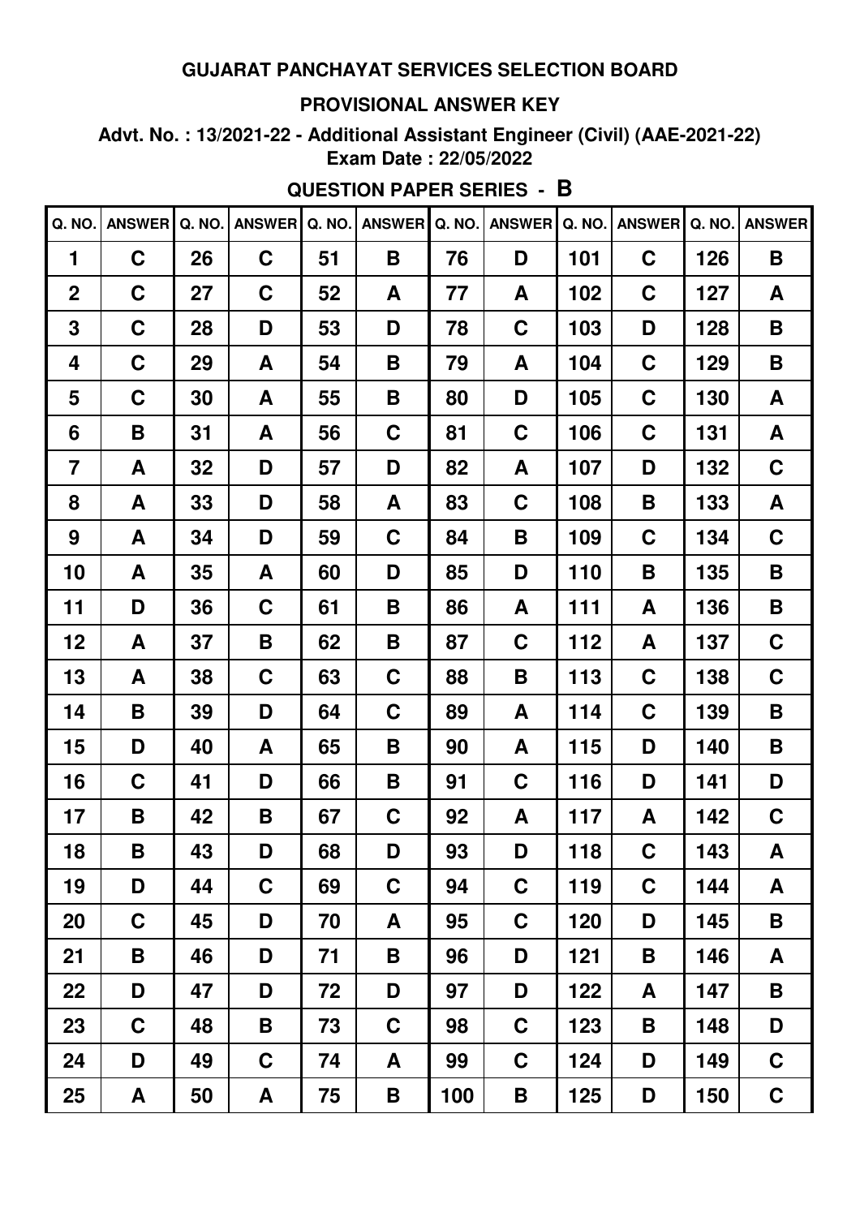**GUJARAT PANCHAYAT SERVICES SELECTION BOARD**

**PROVISIONAL ANSWER KEY**

**Advt. No. : 13/2021-22 - Additional Assistant Engineer (Civil) (AAE-2021-22)**
**Exam Date : 22/05/2022**

**QUESTION PAPER SERIES - B**

| Q. NO. | ANSWER | Q. NO. | ANSWER | Q. NO. | ANSWER | Q. NO. | ANSWER | Q. NO. | ANSWER | Q. NO. | ANSWER |
|---|---|---|---|---|---|---|---|---|---|---|---|
| 1 | C | 26 | C | 51 | B | 76 | D | 101 | C | 126 | B |
| 2 | C | 27 | C | 52 | A | 77 | A | 102 | C | 127 | A |
| 3 | C | 28 | D | 53 | D | 78 | C | 103 | D | 128 | B |
| 4 | C | 29 | A | 54 | B | 79 | A | 104 | C | 129 | B |
| 5 | C | 30 | A | 55 | B | 80 | D | 105 | C | 130 | A |
| 6 | B | 31 | A | 56 | C | 81 | C | 106 | C | 131 | A |
| 7 | A | 32 | D | 57 | D | 82 | A | 107 | D | 132 | C |
| 8 | A | 33 | D | 58 | A | 83 | C | 108 | B | 133 | A |
| 9 | A | 34 | D | 59 | C | 84 | B | 109 | C | 134 | C |
| 10 | A | 35 | A | 60 | D | 85 | D | 110 | B | 135 | B |
| 11 | D | 36 | C | 61 | B | 86 | A | 111 | A | 136 | B |
| 12 | A | 37 | B | 62 | B | 87 | C | 112 | A | 137 | C |
| 13 | A | 38 | C | 63 | C | 88 | B | 113 | C | 138 | C |
| 14 | B | 39 | D | 64 | C | 89 | A | 114 | C | 139 | B |
| 15 | D | 40 | A | 65 | B | 90 | A | 115 | D | 140 | B |
| 16 | C | 41 | D | 66 | B | 91 | C | 116 | D | 141 | D |
| 17 | B | 42 | B | 67 | C | 92 | A | 117 | A | 142 | C |
| 18 | B | 43 | D | 68 | D | 93 | D | 118 | C | 143 | A |
| 19 | D | 44 | C | 69 | C | 94 | C | 119 | C | 144 | A |
| 20 | C | 45 | D | 70 | A | 95 | C | 120 | D | 145 | B |
| 21 | B | 46 | D | 71 | B | 96 | D | 121 | B | 146 | A |
| 22 | D | 47 | D | 72 | D | 97 | D | 122 | A | 147 | B |
| 23 | C | 48 | B | 73 | C | 98 | C | 123 | B | 148 | D |
| 24 | D | 49 | C | 74 | A | 99 | C | 124 | D | 149 | C |
| 25 | A | 50 | A | 75 | B | 100 | B | 125 | D | 150 | C |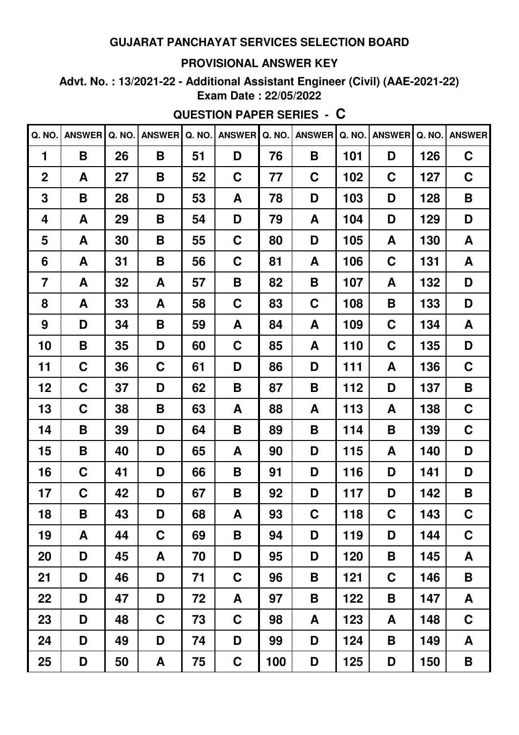**GUJARAT PANCHAYAT SERVICES SELECTION BOARD**

**PROVISIONAL ANSWER KEY**

**Advt. No. : 13/2021-22 - Additional Assistant Engineer (Civil) (AAE-2021-22)**
**Exam Date : 22/05/2022**

**QUESTION PAPER SERIES - C**

| Q. NO. | ANSWER | Q. NO. | ANSWER | Q. NO. | ANSWER | Q. NO. | ANSWER | Q. NO. | ANSWER | Q. NO. | ANSWER |
|---|---|---|---|---|---|---|---|---|---|---|---|
| 1 | B | 26 | B | 51 | D | 76 | B | 101 | D | 126 | C |
| 2 | A | 27 | B | 52 | C | 77 | C | 102 | C | 127 | C |
| 3 | B | 28 | D | 53 | A | 78 | D | 103 | D | 128 | B |
| 4 | A | 29 | B | 54 | D | 79 | A | 104 | D | 129 | D |
| 5 | A | 30 | B | 55 | C | 80 | D | 105 | A | 130 | A |
| 6 | A | 31 | B | 56 | C | 81 | A | 106 | C | 131 | A |
| 7 | A | 32 | A | 57 | B | 82 | B | 107 | A | 132 | D |
| 8 | A | 33 | A | 58 | C | 83 | C | 108 | B | 133 | D |
| 9 | D | 34 | B | 59 | A | 84 | A | 109 | C | 134 | A |
| 10 | B | 35 | D | 60 | C | 85 | A | 110 | C | 135 | D |
| 11 | C | 36 | C | 61 | D | 86 | D | 111 | A | 136 | C |
| 12 | C | 37 | D | 62 | B | 87 | B | 112 | D | 137 | B |
| 13 | C | 38 | B | 63 | A | 88 | A | 113 | A | 138 | C |
| 14 | B | 39 | D | 64 | B | 89 | B | 114 | B | 139 | C |
| 15 | B | 40 | D | 65 | A | 90 | D | 115 | A | 140 | D |
| 16 | C | 41 | D | 66 | B | 91 | D | 116 | D | 141 | D |
| 17 | C | 42 | D | 67 | B | 92 | D | 117 | D | 142 | B |
| 18 | B | 43 | D | 68 | A | 93 | C | 118 | C | 143 | C |
| 19 | A | 44 | C | 69 | B | 94 | D | 119 | D | 144 | C |
| 20 | D | 45 | A | 70 | D | 95 | D | 120 | B | 145 | A |
| 21 | D | 46 | D | 71 | C | 96 | B | 121 | C | 146 | B |
| 22 | D | 47 | D | 72 | A | 97 | B | 122 | B | 147 | A |
| 23 | D | 48 | C | 73 | C | 98 | A | 123 | A | 148 | C |
| 24 | D | 49 | D | 74 | D | 99 | D | 124 | B | 149 | A |
| 25 | D | 50 | A | 75 | C | 100 | D | 125 | D | 150 | B |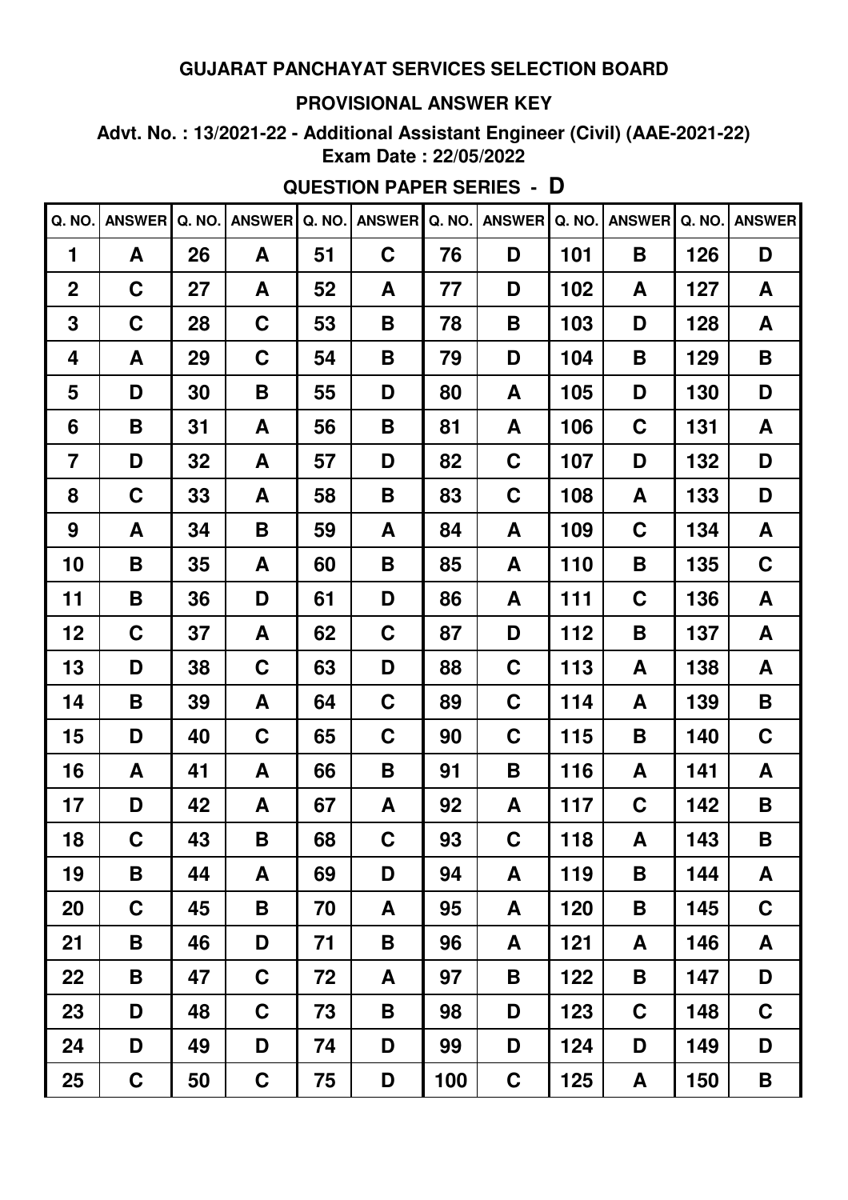# GUJARAT PANCHAYAT SERVICES SELECTION BOARD

## PROVISIONAL ANSWER KEY

**Advt. No. : 13/2021-22 - Additional Assistant Engineer (Civil) (AAE-2021-22)**
**Exam Date : 22/05/2022**

## QUESTION PAPER SERIES - D

| Q. NO. | ANSWER | Q. NO. | ANSWER | Q. NO. | ANSWER | Q. NO. | ANSWER | Q. NO. | ANSWER | Q. NO. | ANSWER |
|---|---|---|---|---|---|---|---|---|---|---|---|
| 1 | A | 26 | A | 51 | C | 76 | D | 101 | B | 126 | D |
| 2 | C | 27 | A | 52 | A | 77 | D | 102 | A | 127 | A |
| 3 | C | 28 | C | 53 | B | 78 | B | 103 | D | 128 | A |
| 4 | A | 29 | C | 54 | B | 79 | D | 104 | B | 129 | B |
| 5 | D | 30 | B | 55 | D | 80 | A | 105 | D | 130 | D |
| 6 | B | 31 | A | 56 | B | 81 | A | 106 | C | 131 | A |
| 7 | D | 32 | A | 57 | D | 82 | C | 107 | D | 132 | D |
| 8 | C | 33 | A | 58 | B | 83 | C | 108 | A | 133 | D |
| 9 | A | 34 | B | 59 | A | 84 | A | 109 | C | 134 | A |
| 10 | B | 35 | A | 60 | B | 85 | A | 110 | B | 135 | C |
| 11 | B | 36 | D | 61 | D | 86 | A | 111 | C | 136 | A |
| 12 | C | 37 | A | 62 | C | 87 | D | 112 | B | 137 | A |
| 13 | D | 38 | C | 63 | D | 88 | C | 113 | A | 138 | A |
| 14 | B | 39 | A | 64 | C | 89 | C | 114 | A | 139 | B |
| 15 | D | 40 | C | 65 | C | 90 | C | 115 | B | 140 | C |
| 16 | A | 41 | A | 66 | B | 91 | B | 116 | A | 141 | A |
| 17 | D | 42 | A | 67 | A | 92 | A | 117 | C | 142 | B |
| 18 | C | 43 | B | 68 | C | 93 | C | 118 | A | 143 | B |
| 19 | B | 44 | A | 69 | D | 94 | A | 119 | B | 144 | A |
| 20 | C | 45 | B | 70 | A | 95 | A | 120 | B | 145 | C |
| 21 | B | 46 | D | 71 | B | 96 | A | 121 | A | 146 | A |
| 22 | B | 47 | C | 72 | A | 97 | B | 122 | B | 147 | D |
| 23 | D | 48 | C | 73 | B | 98 | D | 123 | C | 148 | C |
| 24 | D | 49 | D | 74 | D | 99 | D | 124 | D | 149 | D |
| 25 | C | 50 | C | 75 | D | 100 | C | 125 | A | 150 | B |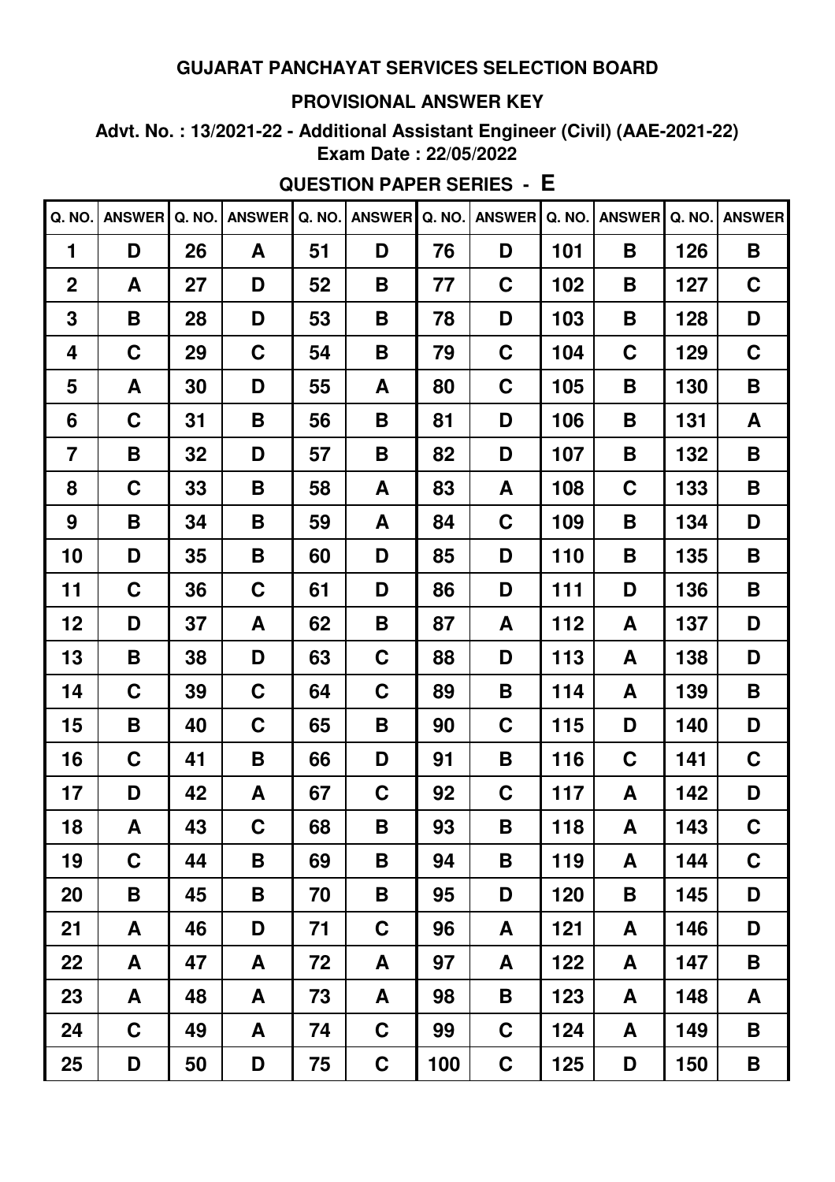**GUJARAT PANCHAYAT SERVICES SELECTION BOARD**

**PROVISIONAL ANSWER KEY**

**Advt. No. : 13/2021-22 - Additional Assistant Engineer (Civil) (AAE-2021-22)**
**Exam Date : 22/05/2022**

**QUESTION PAPER SERIES - E**

| Q. NO. | ANSWER | Q. NO. | ANSWER | Q. NO. | ANSWER | Q. NO. | ANSWER | Q. NO. | ANSWER | Q. NO. | ANSWER |
|---|---|---|---|---|---|---|---|---|---|---|---|
| 1 | D | 26 | A | 51 | D | 76 | D | 101 | B | 126 | B |
| 2 | A | 27 | D | 52 | B | 77 | C | 102 | B | 127 | C |
| 3 | B | 28 | D | 53 | B | 78 | D | 103 | B | 128 | D |
| 4 | C | 29 | C | 54 | B | 79 | C | 104 | C | 129 | C |
| 5 | A | 30 | D | 55 | A | 80 | C | 105 | B | 130 | B |
| 6 | C | 31 | B | 56 | B | 81 | D | 106 | B | 131 | A |
| 7 | B | 32 | D | 57 | B | 82 | D | 107 | B | 132 | B |
| 8 | C | 33 | B | 58 | A | 83 | A | 108 | C | 133 | B |
| 9 | B | 34 | B | 59 | A | 84 | C | 109 | B | 134 | D |
| 10 | D | 35 | B | 60 | D | 85 | D | 110 | B | 135 | B |
| 11 | C | 36 | C | 61 | D | 86 | D | 111 | D | 136 | B |
| 12 | D | 37 | A | 62 | B | 87 | A | 112 | A | 137 | D |
| 13 | B | 38 | D | 63 | C | 88 | D | 113 | A | 138 | D |
| 14 | C | 39 | C | 64 | C | 89 | B | 114 | A | 139 | B |
| 15 | B | 40 | C | 65 | B | 90 | C | 115 | D | 140 | D |
| 16 | C | 41 | B | 66 | D | 91 | B | 116 | C | 141 | C |
| 17 | D | 42 | A | 67 | C | 92 | C | 117 | A | 142 | D |
| 18 | A | 43 | C | 68 | B | 93 | B | 118 | A | 143 | C |
| 19 | C | 44 | B | 69 | B | 94 | B | 119 | A | 144 | C |
| 20 | B | 45 | B | 70 | B | 95 | D | 120 | B | 145 | D |
| 21 | A | 46 | D | 71 | C | 96 | A | 121 | A | 146 | D |
| 22 | A | 47 | A | 72 | A | 97 | A | 122 | A | 147 | B |
| 23 | A | 48 | A | 73 | A | 98 | B | 123 | A | 148 | A |
| 24 | C | 49 | A | 74 | C | 99 | C | 124 | A | 149 | B |
| 25 | D | 50 | D | 75 | C | 100 | C | 125 | D | 150 | B |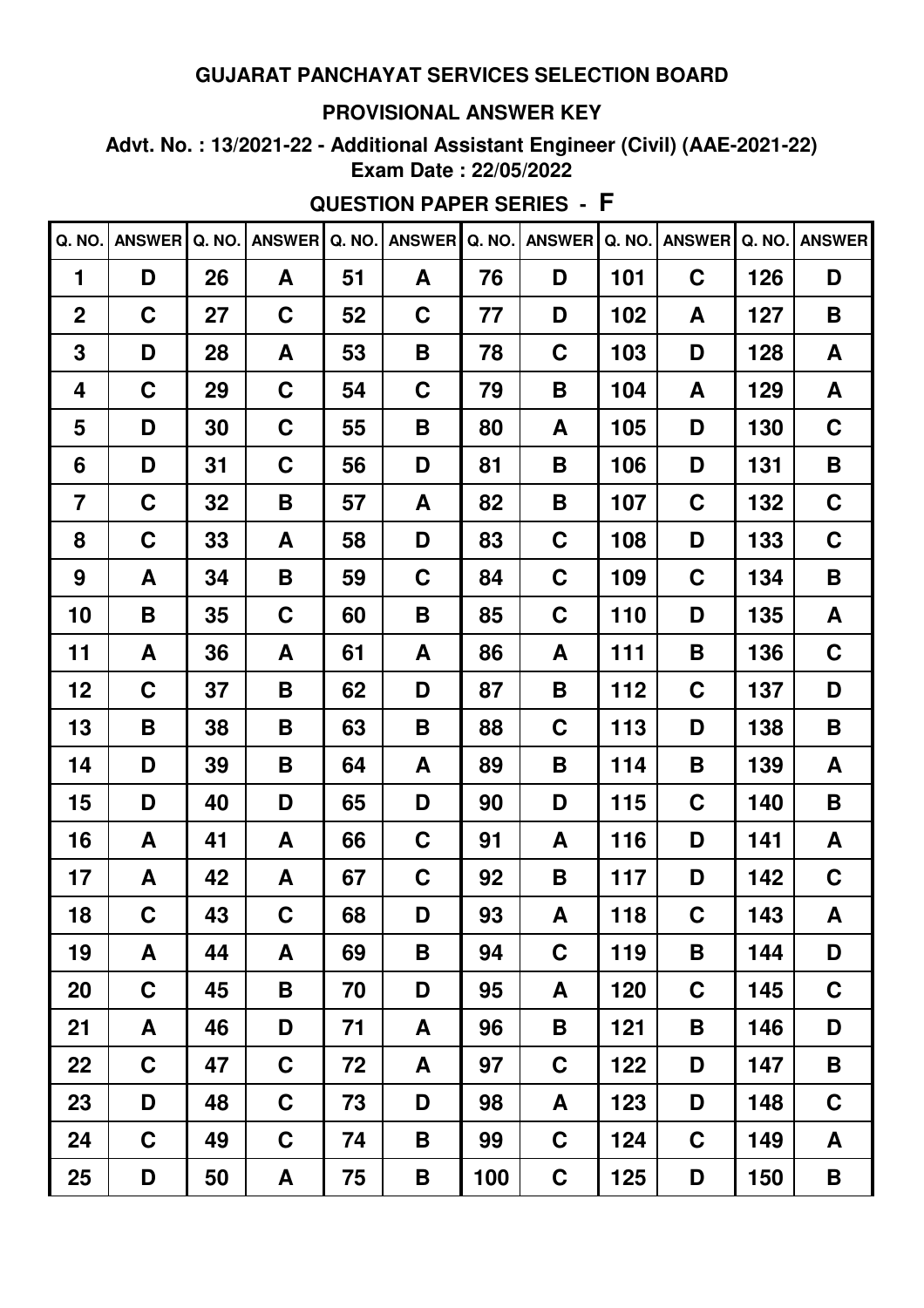# GUJARAT PANCHAYAT SERVICES SELECTION BOARD

## PROVISIONAL ANSWER KEY

**Advt. No. : 13/2021-22 - Additional Assistant Engineer (Civil) (AAE-2021-22)**
**Exam Date : 22/05/2022**

### QUESTION PAPER SERIES - F

| Q. NO. | ANSWER | Q. NO. | ANSWER | Q. NO. | ANSWER | Q. NO. | ANSWER | Q. NO. | ANSWER | Q. NO. | ANSWER |
|---|---|---|---|---|---|---|---|---|---|---|---|
| 1 | D | 26 | A | 51 | A | 76 | D | 101 | C | 126 | D |
| 2 | C | 27 | C | 52 | C | 77 | D | 102 | A | 127 | B |
| 3 | D | 28 | A | 53 | B | 78 | C | 103 | D | 128 | A |
| 4 | C | 29 | C | 54 | C | 79 | B | 104 | A | 129 | A |
| 5 | D | 30 | C | 55 | B | 80 | A | 105 | D | 130 | C |
| 6 | D | 31 | C | 56 | D | 81 | B | 106 | D | 131 | B |
| 7 | C | 32 | B | 57 | A | 82 | B | 107 | C | 132 | C |
| 8 | C | 33 | A | 58 | D | 83 | C | 108 | D | 133 | C |
| 9 | A | 34 | B | 59 | C | 84 | C | 109 | C | 134 | B |
| 10 | B | 35 | C | 60 | B | 85 | C | 110 | D | 135 | A |
| 11 | A | 36 | A | 61 | A | 86 | A | 111 | B | 136 | C |
| 12 | C | 37 | B | 62 | D | 87 | B | 112 | C | 137 | D |
| 13 | B | 38 | B | 63 | B | 88 | C | 113 | D | 138 | B |
| 14 | D | 39 | B | 64 | A | 89 | B | 114 | B | 139 | A |
| 15 | D | 40 | D | 65 | D | 90 | D | 115 | C | 140 | B |
| 16 | A | 41 | A | 66 | C | 91 | A | 116 | D | 141 | A |
| 17 | A | 42 | A | 67 | C | 92 | B | 117 | D | 142 | C |
| 18 | C | 43 | C | 68 | D | 93 | A | 118 | C | 143 | A |
| 19 | A | 44 | A | 69 | B | 94 | C | 119 | B | 144 | D |
| 20 | C | 45 | B | 70 | D | 95 | A | 120 | C | 145 | C |
| 21 | A | 46 | D | 71 | A | 96 | B | 121 | B | 146 | D |
| 22 | C | 47 | C | 72 | A | 97 | C | 122 | D | 147 | B |
| 23 | D | 48 | C | 73 | D | 98 | A | 123 | D | 148 | C |
| 24 | C | 49 | C | 74 | B | 99 | C | 124 | C | 149 | A |
| 25 | D | 50 | A | 75 | B | 100 | C | 125 | D | 150 | B |